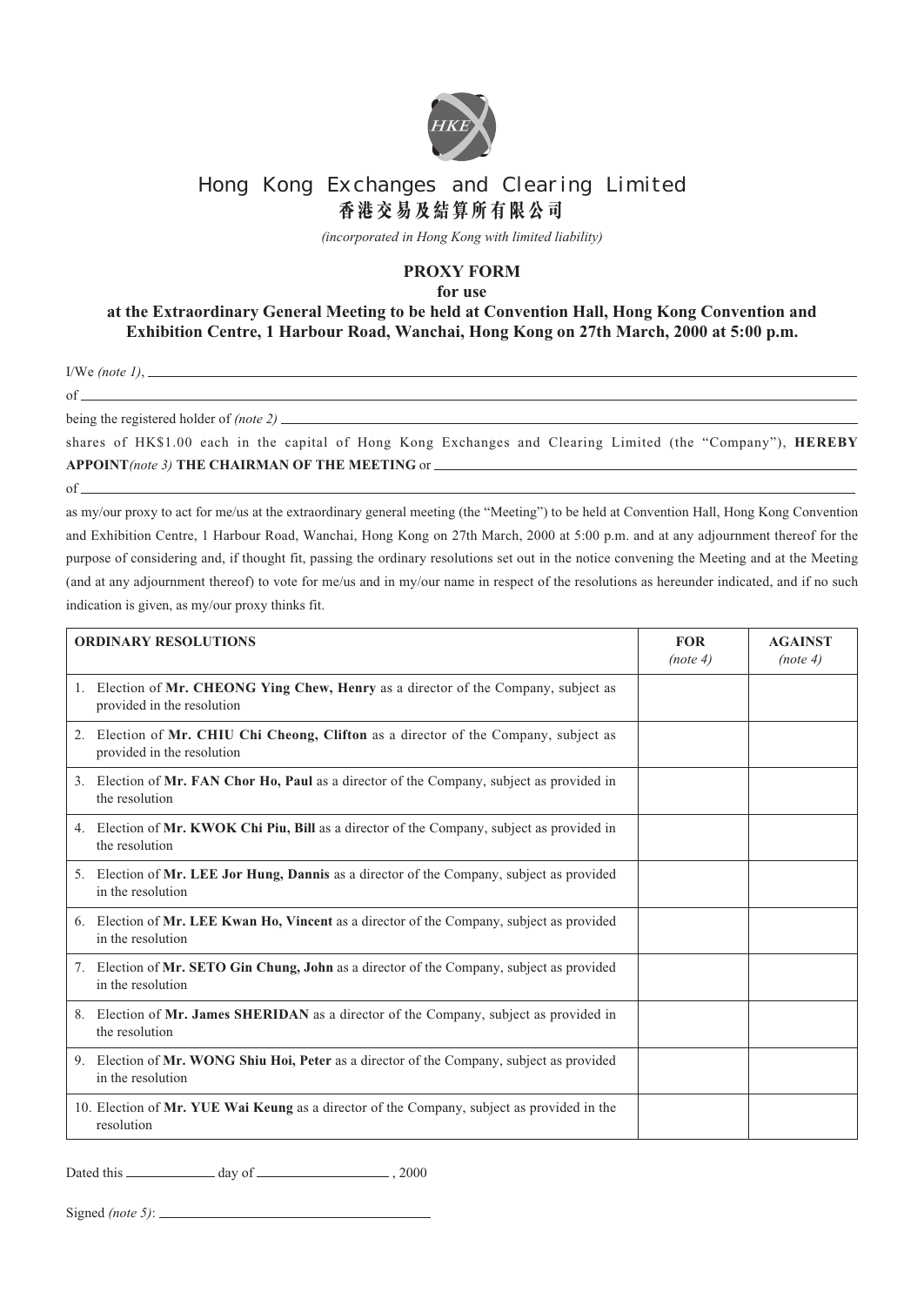# Hong Kong Exchanges and Clearing Limited

# 香港交易及結算所有限公司

*(incorporated in Hong Kong with limited liability)*

## PROXY FORM

**for use**

**at the Extraordinary General Meeting to be held at Convention Hall, Hong Kong Convention and Exhibition Centre, 1 Harbour Road, Wanchai, Hong Kong on 27th March, 2000 at 5:00 p.m.**

I/We *(note 1)*, ______________________________________________

of ______________________________________________

being the registered holder of *(note 2)* ______________________________________________

shares of HK$1.00 each in the capital of Hong Kong Exchanges and Clearing Limited (the "Company"), **HEREBY APPOINT***(note 3)* **THE CHAIRMAN OF THE MEETING** or ______________________________________________

of ______________________________________________

as my/our proxy to act for me/us at the extraordinary general meeting (the "Meeting") to be held at Convention Hall, Hong Kong Convention and Exhibition Centre, 1 Harbour Road, Wanchai, Hong Kong on 27th March, 2000 at 5:00 p.m. and at any adjournment thereof for the purpose of considering and, if thought fit, passing the ordinary resolutions set out in the notice convening the Meeting and at the Meeting (and at any adjournment thereof) to vote for me/us and in my/our name in respect of the resolutions as hereunder indicated, and if no such indication is given, as my/our proxy thinks fit.

| **ORDINARY RESOLUTIONS** | **FOR** *(note 4)* | **AGAINST** *(note 4)* |
|---|---|---|
| 1. Election of **Mr. CHEONG Ying Chew, Henry** as a director of the Company, subject as provided in the resolution | | |
| 2. Election of **Mr. CHIU Chi Cheong, Clifton** as a director of the Company, subject as provided in the resolution | | |
| 3. Election of **Mr. FAN Chor Ho, Paul** as a director of the Company, subject as provided in the resolution | | |
| 4. Election of **Mr. KWOK Chi Piu, Bill** as a director of the Company, subject as provided in the resolution | | |
| 5. Election of **Mr. LEE Jor Hung, Dannis** as a director of the Company, subject as provided in the resolution | | |
| 6. Election of **Mr. LEE Kwan Ho, Vincent** as a director of the Company, subject as provided in the resolution | | |
| 7. Election of **Mr. SETO Gin Chung, John** as a director of the Company, subject as provided in the resolution | | |
| 8. Election of **Mr. James SHERIDAN** as a director of the Company, subject as provided in the resolution | | |
| 9. Election of **Mr. WONG Shiu Hoi, Peter** as a director of the Company, subject as provided in the resolution | | |
| 10. Election of **Mr. YUE Wai Keung** as a director of the Company, subject as provided in the resolution | | |

Dated this ____________ day of ________________ , 2000

Signed *(note 5)*: ______________________________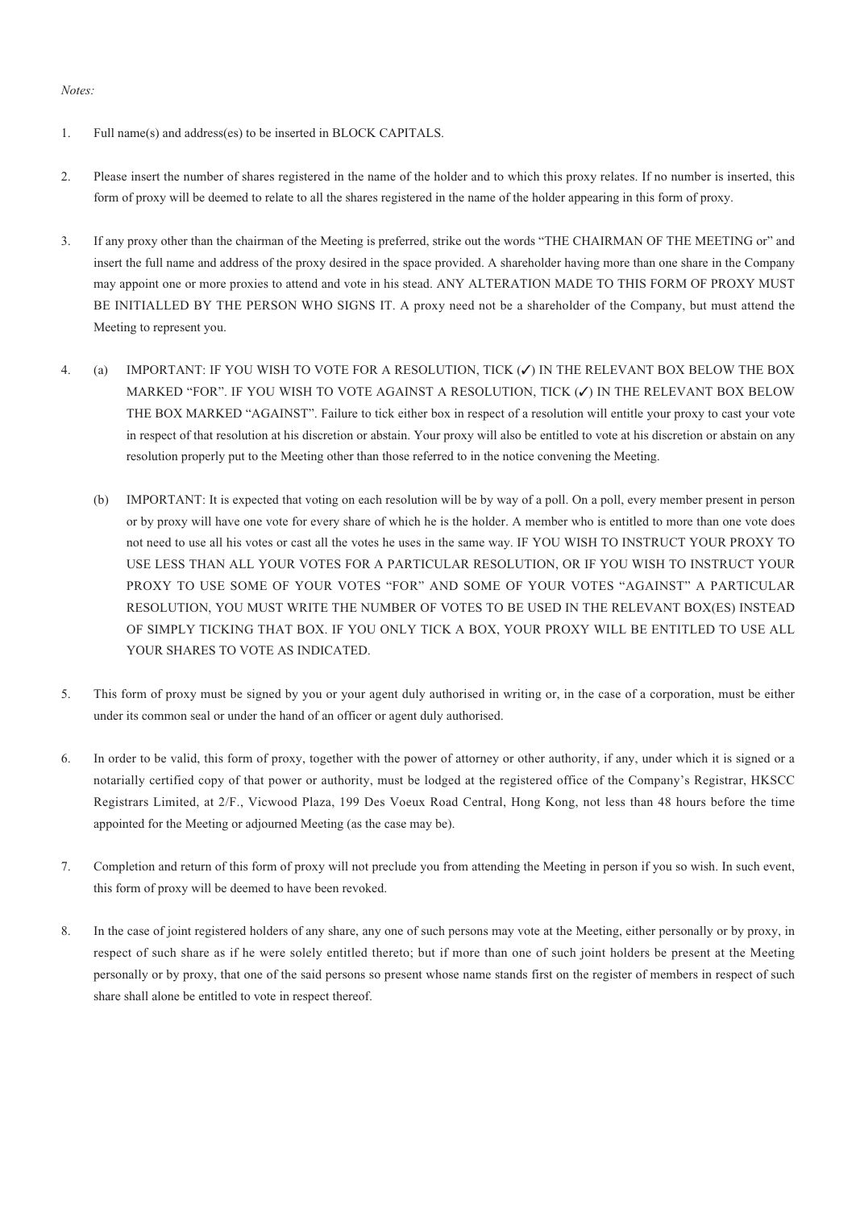*Notes:*

1. Full name(s) and address(es) to be inserted in BLOCK CAPITALS.

2. Please insert the number of shares registered in the name of the holder and to which this proxy relates. If no number is inserted, this form of proxy will be deemed to relate to all the shares registered in the name of the holder appearing in this form of proxy.

3. If any proxy other than the chairman of the Meeting is preferred, strike out the words "THE CHAIRMAN OF THE MEETING or" and insert the full name and address of the proxy desired in the space provided. A shareholder having more than one share in the Company may appoint one or more proxies to attend and vote in his stead. ANY ALTERATION MADE TO THIS FORM OF PROXY MUST BE INITIALLED BY THE PERSON WHO SIGNS IT. A proxy need not be a shareholder of the Company, but must attend the Meeting to represent you.

4. (a) IMPORTANT: IF YOU WISH TO VOTE FOR A RESOLUTION, TICK (✓) IN THE RELEVANT BOX BELOW THE BOX MARKED "FOR". IF YOU WISH TO VOTE AGAINST A RESOLUTION, TICK (✓) IN THE RELEVANT BOX BELOW THE BOX MARKED "AGAINST". Failure to tick either box in respect of a resolution will entitle your proxy to cast your vote in respect of that resolution at his discretion or abstain. Your proxy will also be entitled to vote at his discretion or abstain on any resolution properly put to the Meeting other than those referred to in the notice convening the Meeting.

   (b) IMPORTANT: It is expected that voting on each resolution will be by way of a poll. On a poll, every member present in person or by proxy will have one vote for every share of which he is the holder. A member who is entitled to more than one vote does not need to use all his votes or cast all the votes he uses in the same way. IF YOU WISH TO INSTRUCT YOUR PROXY TO USE LESS THAN ALL YOUR VOTES FOR A PARTICULAR RESOLUTION, OR IF YOU WISH TO INSTRUCT YOUR PROXY TO USE SOME OF YOUR VOTES "FOR" AND SOME OF YOUR VOTES "AGAINST" A PARTICULAR RESOLUTION, YOU MUST WRITE THE NUMBER OF VOTES TO BE USED IN THE RELEVANT BOX(ES) INSTEAD OF SIMPLY TICKING THAT BOX. IF YOU ONLY TICK A BOX, YOUR PROXY WILL BE ENTITLED TO USE ALL YOUR SHARES TO VOTE AS INDICATED.

5. This form of proxy must be signed by you or your agent duly authorised in writing or, in the case of a corporation, must be either under its common seal or under the hand of an officer or agent duly authorised.

6. In order to be valid, this form of proxy, together with the power of attorney or other authority, if any, under which it is signed or a notarially certified copy of that power or authority, must be lodged at the registered office of the Company's Registrar, HKSCC Registrars Limited, at 2/F., Vicwood Plaza, 199 Des Voeux Road Central, Hong Kong, not less than 48 hours before the time appointed for the Meeting or adjourned Meeting (as the case may be).

7. Completion and return of this form of proxy will not preclude you from attending the Meeting in person if you so wish. In such event, this form of proxy will be deemed to have been revoked.

8. In the case of joint registered holders of any share, any one of such persons may vote at the Meeting, either personally or by proxy, in respect of such share as if he were solely entitled thereto; but if more than one of such joint holders be present at the Meeting personally or by proxy, that one of the said persons so present whose name stands first on the register of members in respect of such share shall alone be entitled to vote in respect thereof.